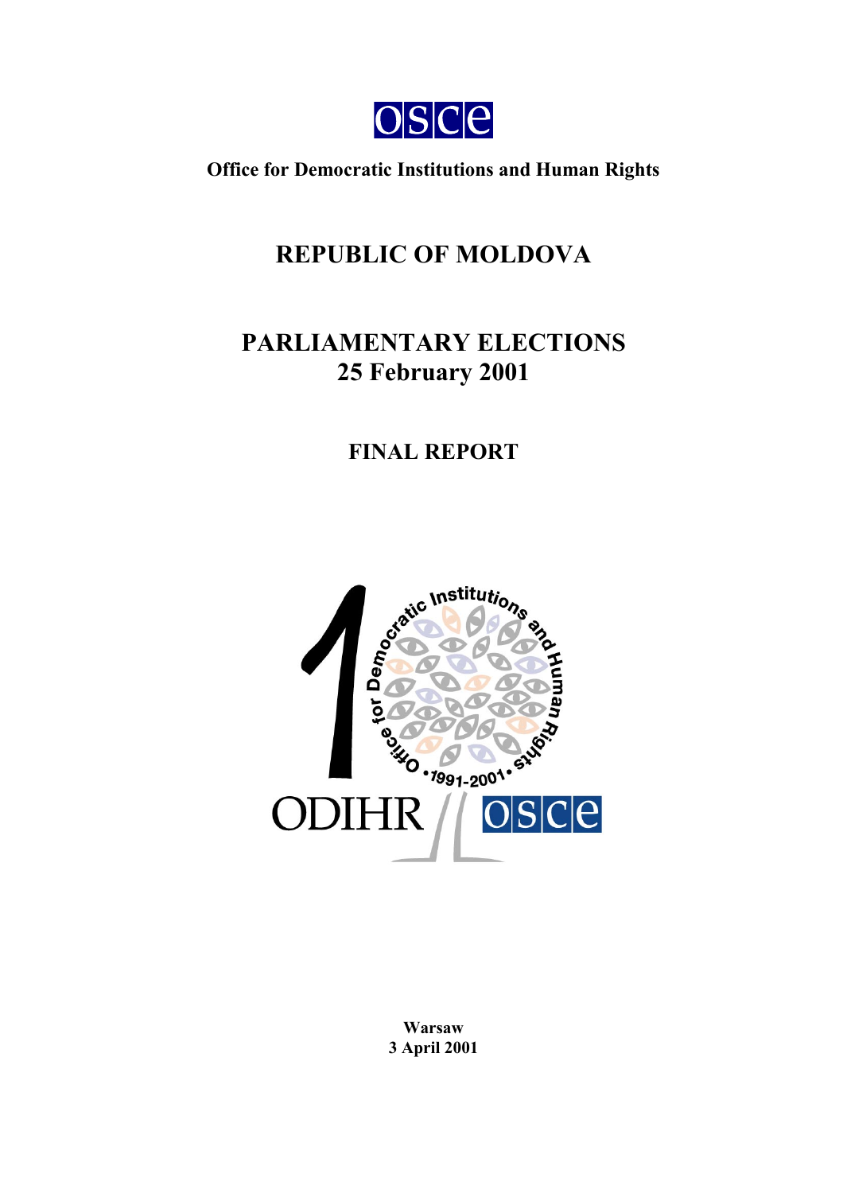osce

**Office for Democratic Institutions and Human Rights**

# REPUBLIC OF MOLDOVA

# PARLIAMENTARY ELECTIONS
# 25 February 2001

## FINAL REPORT

**Warsaw**
**3 April 2001**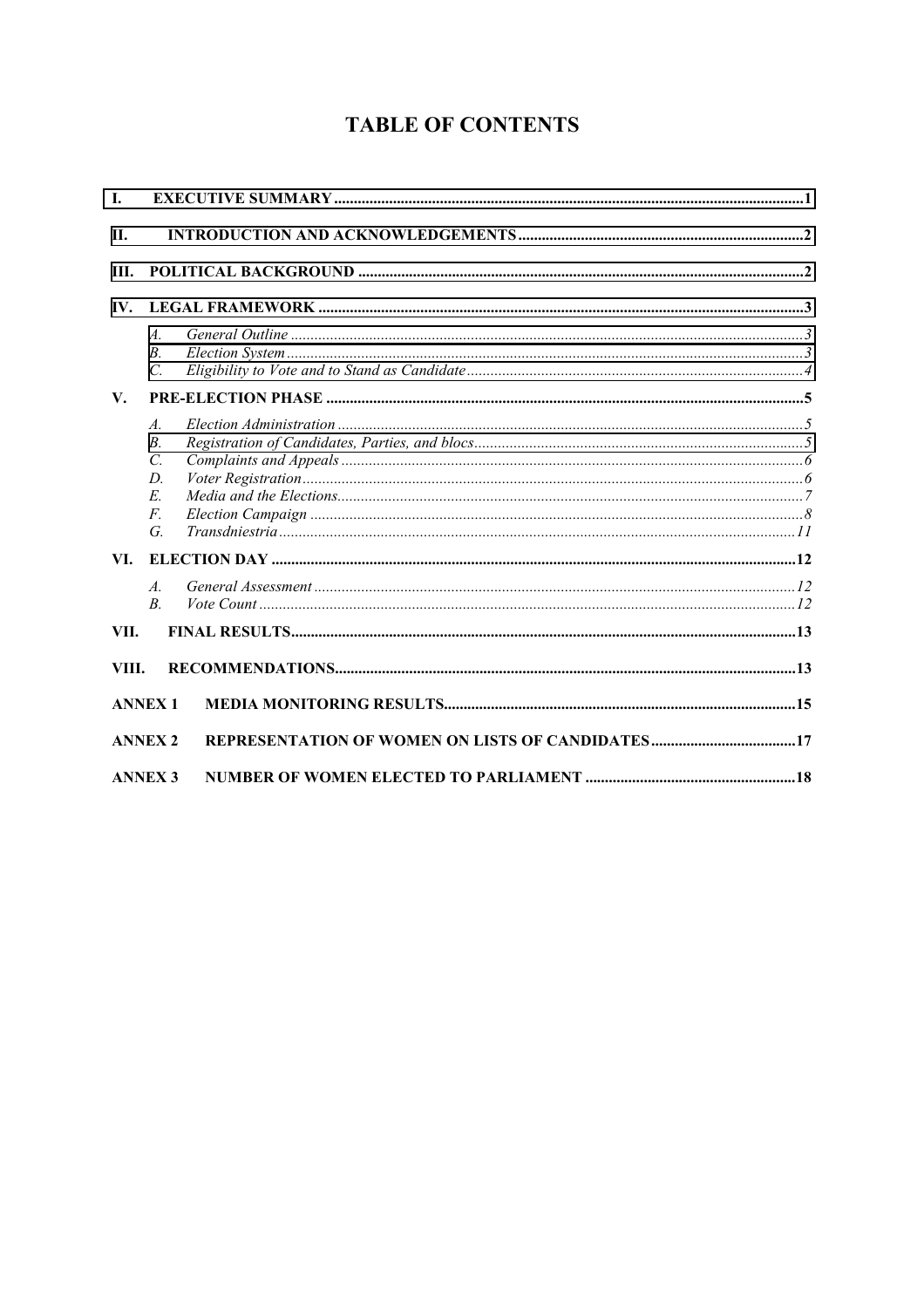# TABLE OF CONTENTS

- **I. EXECUTIVE SUMMARY** .......... 1
- **II. INTRODUCTION AND ACKNOWLEDGEMENTS** .......... 2
- **III. POLITICAL BACKGROUND** .......... 2
- **IV. LEGAL FRAMEWORK** .......... 3
  - *A. General Outline* .......... 3
  - *B. Election System* .......... 3
  - *C. Eligibility to Vote and to Stand as Candidate* .......... 4
- **V. PRE-ELECTION PHASE** .......... 5
  - *A. Election Administration* .......... 5
  - *B. Registration of Candidates, Parties, and blocs* .......... 5
  - *C. Complaints and Appeals* .......... 6
  - *D. Voter Registration* .......... 6
  - *E. Media and the Elections* .......... 7
  - *F. Election Campaign* .......... 8
  - *G. Transdniestria* .......... 11
- **VI. ELECTION DAY** .......... 12
  - *A. General Assessment* .......... 12
  - *B. Vote Count* .......... 12
- **VII. FINAL RESULTS** .......... 13
- **VIII. RECOMMENDATIONS** .......... 13
- **ANNEX 1 MEDIA MONITORING RESULTS** .......... 15
- **ANNEX 2 REPRESENTATION OF WOMEN ON LISTS OF CANDIDATES** .......... 17
- **ANNEX 3 NUMBER OF WOMEN ELECTED TO PARLIAMENT** .......... 18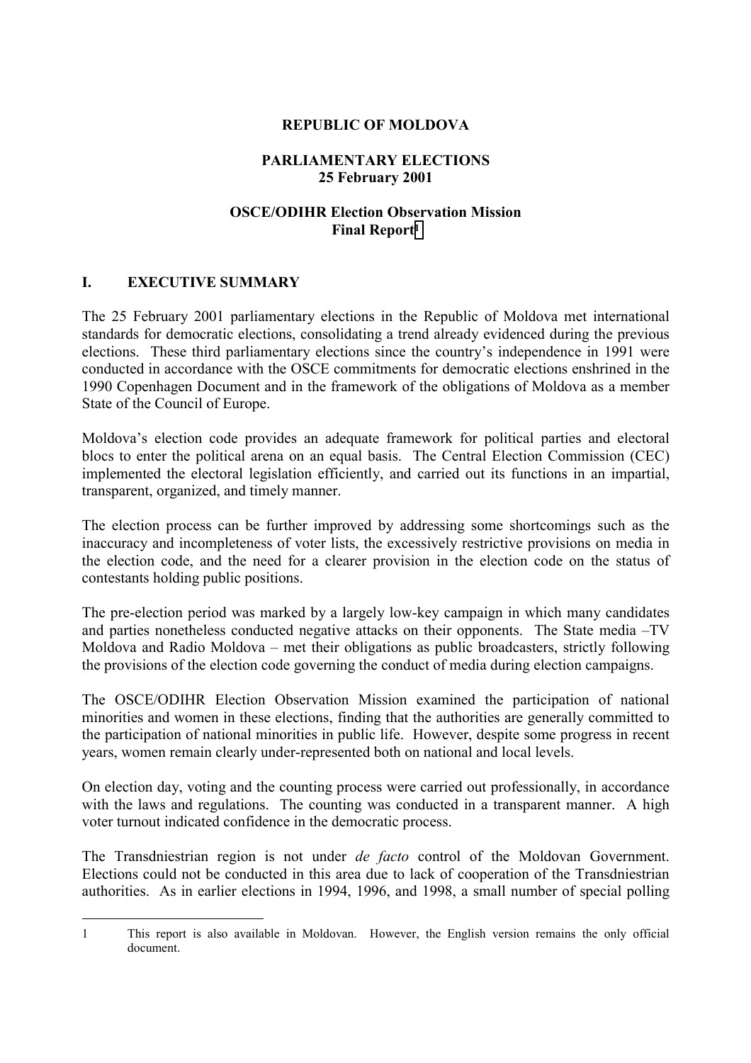**REPUBLIC OF MOLDOVA**

**PARLIAMENTARY ELECTIONS**
**25 February 2001**

**OSCE/ODIHR Election Observation Mission**
**Final Report[1]**

## I. EXECUTIVE SUMMARY

The 25 February 2001 parliamentary elections in the Republic of Moldova met international standards for democratic elections, consolidating a trend already evidenced during the previous elections. These third parliamentary elections since the country's independence in 1991 were conducted in accordance with the OSCE commitments for democratic elections enshrined in the 1990 Copenhagen Document and in the framework of the obligations of Moldova as a member State of the Council of Europe.

Moldova's election code provides an adequate framework for political parties and electoral blocs to enter the political arena on an equal basis. The Central Election Commission (CEC) implemented the electoral legislation efficiently, and carried out its functions in an impartial, transparent, organized, and timely manner.

The election process can be further improved by addressing some shortcomings such as the inaccuracy and incompleteness of voter lists, the excessively restrictive provisions on media in the election code, and the need for a clearer provision in the election code on the status of contestants holding public positions.

The pre-election period was marked by a largely low-key campaign in which many candidates and parties nonetheless conducted negative attacks on their opponents. The State media –TV Moldova and Radio Moldova – met their obligations as public broadcasters, strictly following the provisions of the election code governing the conduct of media during election campaigns.

The OSCE/ODIHR Election Observation Mission examined the participation of national minorities and women in these elections, finding that the authorities are generally committed to the participation of national minorities in public life. However, despite some progress in recent years, women remain clearly under-represented both on national and local levels.

On election day, voting and the counting process were carried out professionally, in accordance with the laws and regulations. The counting was conducted in a transparent manner. A high voter turnout indicated confidence in the democratic process.

The Transdniestrian region is not under *de facto* control of the Moldovan Government. Elections could not be conducted in this area due to lack of cooperation of the Transdniestrian authorities. As in earlier elections in 1994, 1996, and 1998, a small number of special polling

---

1 This report is also available in Moldovan. However, the English version remains the only official document.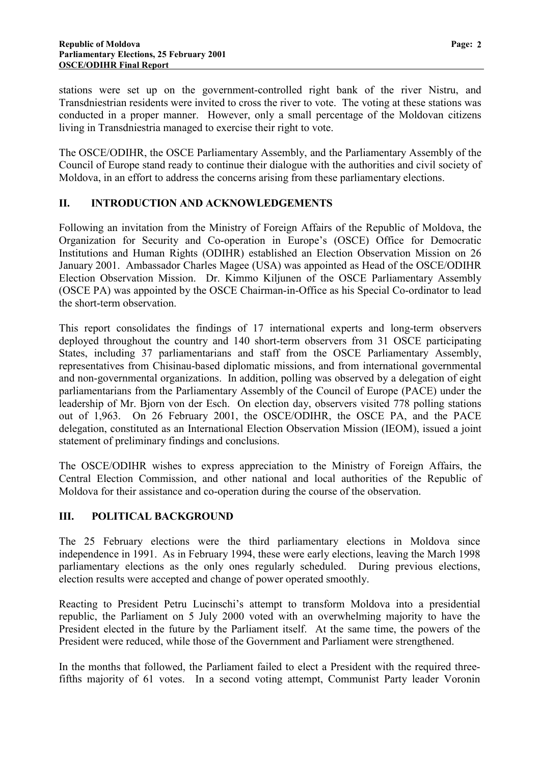stations were set up on the government-controlled right bank of the river Nistru, and Transdniestrian residents were invited to cross the river to vote. The voting at these stations was conducted in a proper manner. However, only a small percentage of the Moldovan citizens living in Transdniestria managed to exercise their right to vote.

The OSCE/ODIHR, the OSCE Parliamentary Assembly, and the Parliamentary Assembly of the Council of Europe stand ready to continue their dialogue with the authorities and civil society of Moldova, in an effort to address the concerns arising from these parliamentary elections.

## II. INTRODUCTION AND ACKNOWLEDGEMENTS

Following an invitation from the Ministry of Foreign Affairs of the Republic of Moldova, the Organization for Security and Co-operation in Europe's (OSCE) Office for Democratic Institutions and Human Rights (ODIHR) established an Election Observation Mission on 26 January 2001. Ambassador Charles Magee (USA) was appointed as Head of the OSCE/ODIHR Election Observation Mission. Dr. Kimmo Kiljunen of the OSCE Parliamentary Assembly (OSCE PA) was appointed by the OSCE Chairman-in-Office as his Special Co-ordinator to lead the short-term observation.

This report consolidates the findings of 17 international experts and long-term observers deployed throughout the country and 140 short-term observers from 31 OSCE participating States, including 37 parliamentarians and staff from the OSCE Parliamentary Assembly, representatives from Chisinau-based diplomatic missions, and from international governmental and non-governmental organizations. In addition, polling was observed by a delegation of eight parliamentarians from the Parliamentary Assembly of the Council of Europe (PACE) under the leadership of Mr. Bjorn von der Esch. On election day, observers visited 778 polling stations out of 1,963. On 26 February 2001, the OSCE/ODIHR, the OSCE PA, and the PACE delegation, constituted as an International Election Observation Mission (IEOM), issued a joint statement of preliminary findings and conclusions.

The OSCE/ODIHR wishes to express appreciation to the Ministry of Foreign Affairs, the Central Election Commission, and other national and local authorities of the Republic of Moldova for their assistance and co-operation during the course of the observation.

## III. POLITICAL BACKGROUND

The 25 February elections were the third parliamentary elections in Moldova since independence in 1991. As in February 1994, these were early elections, leaving the March 1998 parliamentary elections as the only ones regularly scheduled. During previous elections, election results were accepted and change of power operated smoothly.

Reacting to President Petru Lucinschi's attempt to transform Moldova into a presidential republic, the Parliament on 5 July 2000 voted with an overwhelming majority to have the President elected in the future by the Parliament itself. At the same time, the powers of the President were reduced, while those of the Government and Parliament were strengthened.

In the months that followed, the Parliament failed to elect a President with the required three-fifths majority of 61 votes. In a second voting attempt, Communist Party leader Voronin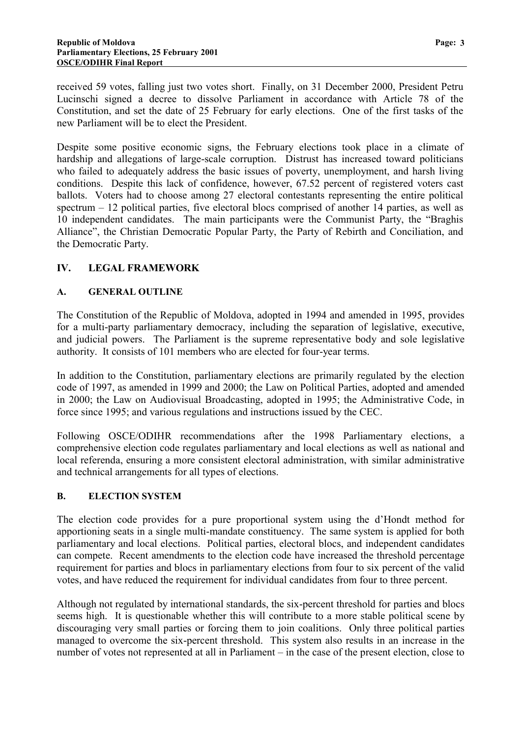received 59 votes, falling just two votes short. Finally, on 31 December 2000, President Petru Lucinschi signed a decree to dissolve Parliament in accordance with Article 78 of the Constitution, and set the date of 25 February for early elections. One of the first tasks of the new Parliament will be to elect the President.

Despite some positive economic signs, the February elections took place in a climate of hardship and allegations of large-scale corruption. Distrust has increased toward politicians who failed to adequately address the basic issues of poverty, unemployment, and harsh living conditions. Despite this lack of confidence, however, 67.52 percent of registered voters cast ballots. Voters had to choose among 27 electoral contestants representing the entire political spectrum – 12 political parties, five electoral blocs comprised of another 14 parties, as well as 10 independent candidates. The main participants were the Communist Party, the "Braghis Alliance", the Christian Democratic Popular Party, the Party of Rebirth and Conciliation, and the Democratic Party.

## IV. LEGAL FRAMEWORK

### A. GENERAL OUTLINE

The Constitution of the Republic of Moldova, adopted in 1994 and amended in 1995, provides for a multi-party parliamentary democracy, including the separation of legislative, executive, and judicial powers. The Parliament is the supreme representative body and sole legislative authority. It consists of 101 members who are elected for four-year terms.

In addition to the Constitution, parliamentary elections are primarily regulated by the election code of 1997, as amended in 1999 and 2000; the Law on Political Parties, adopted and amended in 2000; the Law on Audiovisual Broadcasting, adopted in 1995; the Administrative Code, in force since 1995; and various regulations and instructions issued by the CEC.

Following OSCE/ODIHR recommendations after the 1998 Parliamentary elections, a comprehensive election code regulates parliamentary and local elections as well as national and local referenda, ensuring a more consistent electoral administration, with similar administrative and technical arrangements for all types of elections.

### B. ELECTION SYSTEM

The election code provides for a pure proportional system using the d'Hondt method for apportioning seats in a single multi-mandate constituency. The same system is applied for both parliamentary and local elections. Political parties, electoral blocs, and independent candidates can compete. Recent amendments to the election code have increased the threshold percentage requirement for parties and blocs in parliamentary elections from four to six percent of the valid votes, and have reduced the requirement for individual candidates from four to three percent.

Although not regulated by international standards, the six-percent threshold for parties and blocs seems high. It is questionable whether this will contribute to a more stable political scene by discouraging very small parties or forcing them to join coalitions. Only three political parties managed to overcome the six-percent threshold. This system also results in an increase in the number of votes not represented at all in Parliament – in the case of the present election, close to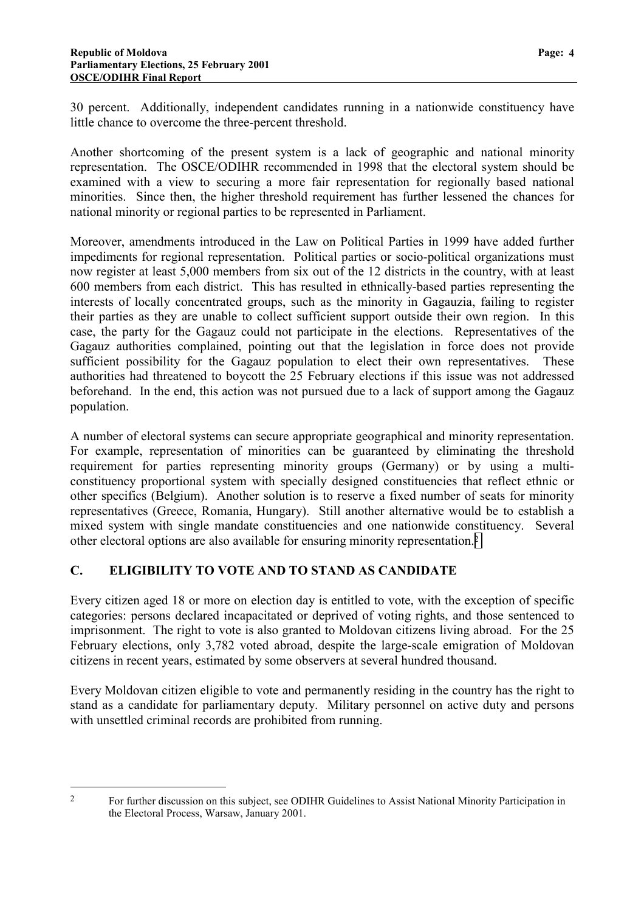30 percent. Additionally, independent candidates running in a nationwide constituency have little chance to overcome the three-percent threshold.

Another shortcoming of the present system is a lack of geographic and national minority representation. The OSCE/ODIHR recommended in 1998 that the electoral system should be examined with a view to securing a more fair representation for regionally based national minorities. Since then, the higher threshold requirement has further lessened the chances for national minority or regional parties to be represented in Parliament.

Moreover, amendments introduced in the Law on Political Parties in 1999 have added further impediments for regional representation. Political parties or socio-political organizations must now register at least 5,000 members from six out of the 12 districts in the country, with at least 600 members from each district. This has resulted in ethnically-based parties representing the interests of locally concentrated groups, such as the minority in Gagauzia, failing to register their parties as they are unable to collect sufficient support outside their own region. In this case, the party for the Gagauz could not participate in the elections. Representatives of the Gagauz authorities complained, pointing out that the legislation in force does not provide sufficient possibility for the Gagauz population to elect their own representatives. These authorities had threatened to boycott the 25 February elections if this issue was not addressed beforehand. In the end, this action was not pursued due to a lack of support among the Gagauz population.

A number of electoral systems can secure appropriate geographical and minority representation. For example, representation of minorities can be guaranteed by eliminating the threshold requirement for parties representing minority groups (Germany) or by using a multi-constituency proportional system with specially designed constituencies that reflect ethnic or other specifics (Belgium). Another solution is to reserve a fixed number of seats for minority representatives (Greece, Romania, Hungary). Still another alternative would be to establish a mixed system with single mandate constituencies and one nationwide constituency. Several other electoral options are also available for ensuring minority representation.[2]

## C. ELIGIBILITY TO VOTE AND TO STAND AS CANDIDATE

Every citizen aged 18 or more on election day is entitled to vote, with the exception of specific categories: persons declared incapacitated or deprived of voting rights, and those sentenced to imprisonment. The right to vote is also granted to Moldovan citizens living abroad. For the 25 February elections, only 3,782 voted abroad, despite the large-scale emigration of Moldovan citizens in recent years, estimated by some observers at several hundred thousand.

Every Moldovan citizen eligible to vote and permanently residing in the country has the right to stand as a candidate for parliamentary deputy. Military personnel on active duty and persons with unsettled criminal records are prohibited from running.

---

[2] For further discussion on this subject, see ODIHR Guidelines to Assist National Minority Participation in the Electoral Process, Warsaw, January 2001.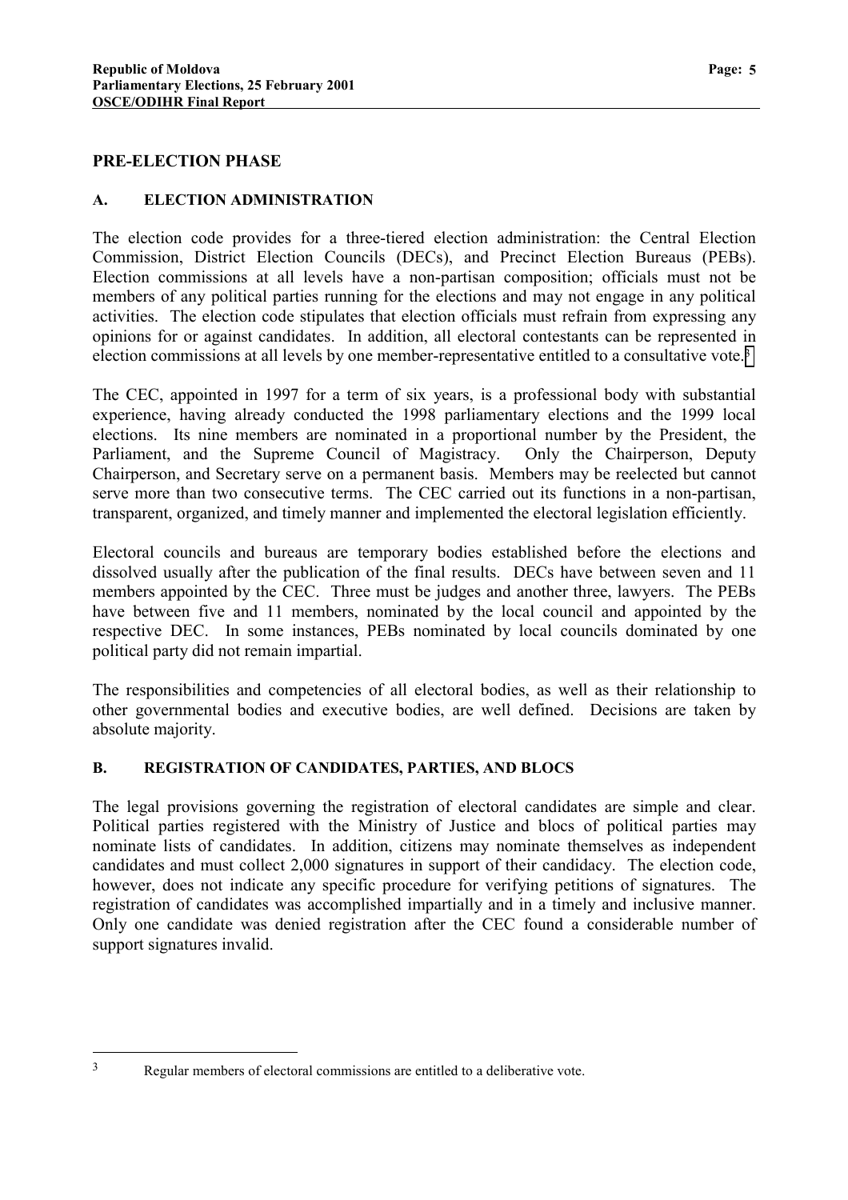## PRE-ELECTION PHASE

### A. ELECTION ADMINISTRATION

The election code provides for a three-tiered election administration: the Central Election Commission, District Election Councils (DECs), and Precinct Election Bureaus (PEBs). Election commissions at all levels have a non-partisan composition; officials must not be members of any political parties running for the elections and may not engage in any political activities. The election code stipulates that election officials must refrain from expressing any opinions for or against candidates. In addition, all electoral contestants can be represented in election commissions at all levels by one member-representative entitled to a consultative vote.[3]

The CEC, appointed in 1997 for a term of six years, is a professional body with substantial experience, having already conducted the 1998 parliamentary elections and the 1999 local elections. Its nine members are nominated in a proportional number by the President, the Parliament, and the Supreme Council of Magistracy. Only the Chairperson, Deputy Chairperson, and Secretary serve on a permanent basis. Members may be reelected but cannot serve more than two consecutive terms. The CEC carried out its functions in a non-partisan, transparent, organized, and timely manner and implemented the electoral legislation efficiently.

Electoral councils and bureaus are temporary bodies established before the elections and dissolved usually after the publication of the final results. DECs have between seven and 11 members appointed by the CEC. Three must be judges and another three, lawyers. The PEBs have between five and 11 members, nominated by the local council and appointed by the respective DEC. In some instances, PEBs nominated by local councils dominated by one political party did not remain impartial.

The responsibilities and competencies of all electoral bodies, as well as their relationship to other governmental bodies and executive bodies, are well defined. Decisions are taken by absolute majority.

### B. REGISTRATION OF CANDIDATES, PARTIES, AND BLOCS

The legal provisions governing the registration of electoral candidates are simple and clear. Political parties registered with the Ministry of Justice and blocs of political parties may nominate lists of candidates. In addition, citizens may nominate themselves as independent candidates and must collect 2,000 signatures in support of their candidacy. The election code, however, does not indicate any specific procedure for verifying petitions of signatures. The registration of candidates was accomplished impartially and in a timely and inclusive manner. Only one candidate was denied registration after the CEC found a considerable number of support signatures invalid.

---

[3] Regular members of electoral commissions are entitled to a deliberative vote.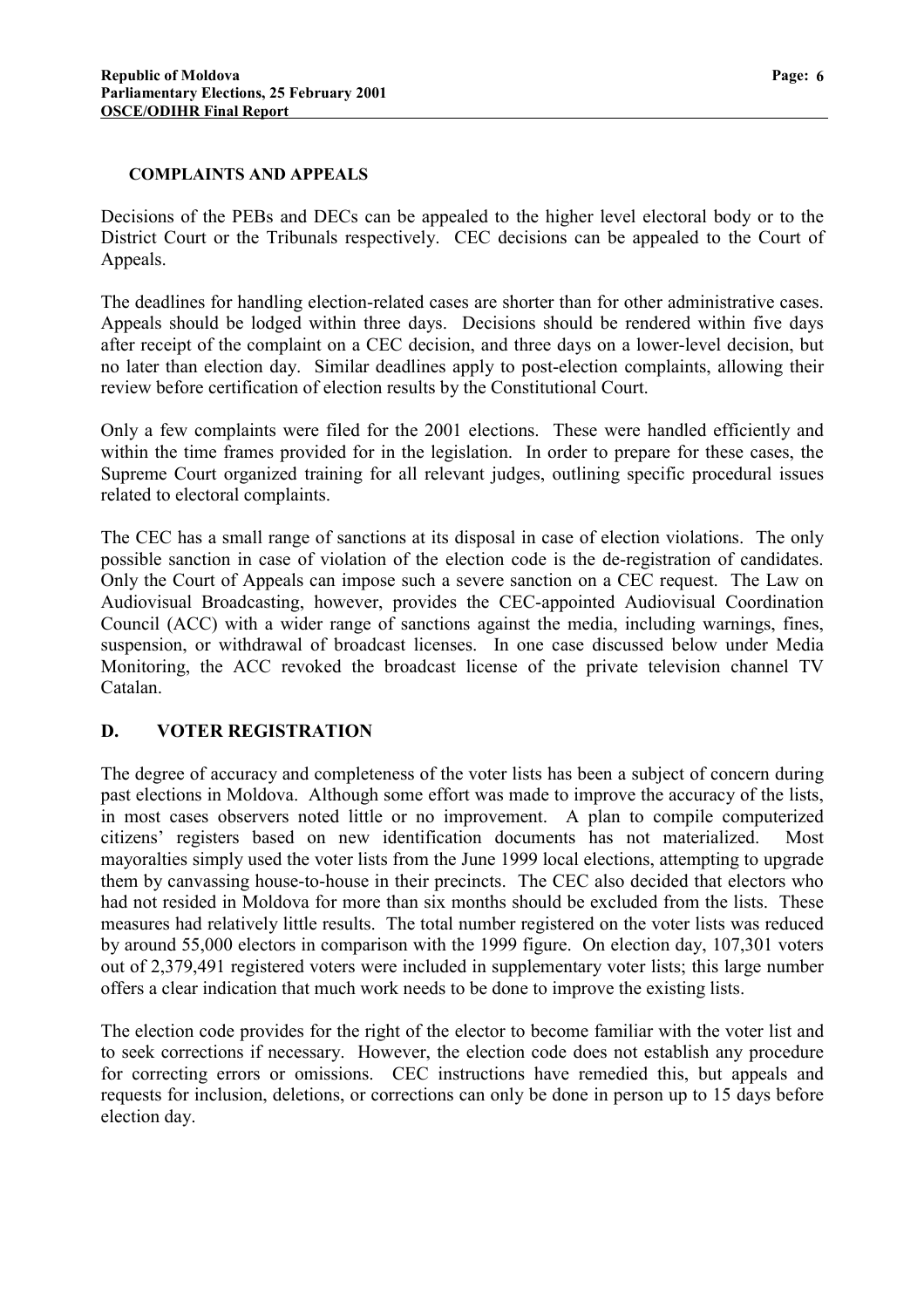### COMPLAINTS AND APPEALS

Decisions of the PEBs and DECs can be appealed to the higher level electoral body or to the District Court or the Tribunals respectively. CEC decisions can be appealed to the Court of Appeals.

The deadlines for handling election-related cases are shorter than for other administrative cases. Appeals should be lodged within three days. Decisions should be rendered within five days after receipt of the complaint on a CEC decision, and three days on a lower-level decision, but no later than election day. Similar deadlines apply to post-election complaints, allowing their review before certification of election results by the Constitutional Court.

Only a few complaints were filed for the 2001 elections. These were handled efficiently and within the time frames provided for in the legislation. In order to prepare for these cases, the Supreme Court organized training for all relevant judges, outlining specific procedural issues related to electoral complaints.

The CEC has a small range of sanctions at its disposal in case of election violations. The only possible sanction in case of violation of the election code is the de-registration of candidates. Only the Court of Appeals can impose such a severe sanction on a CEC request. The Law on Audiovisual Broadcasting, however, provides the CEC-appointed Audiovisual Coordination Council (ACC) with a wider range of sanctions against the media, including warnings, fines, suspension, or withdrawal of broadcast licenses. In one case discussed below under Media Monitoring, the ACC revoked the broadcast license of the private television channel TV Catalan.

## D. VOTER REGISTRATION

The degree of accuracy and completeness of the voter lists has been a subject of concern during past elections in Moldova. Although some effort was made to improve the accuracy of the lists, in most cases observers noted little or no improvement. A plan to compile computerized citizens' registers based on new identification documents has not materialized. Most mayoralties simply used the voter lists from the June 1999 local elections, attempting to upgrade them by canvassing house-to-house in their precincts. The CEC also decided that electors who had not resided in Moldova for more than six months should be excluded from the lists. These measures had relatively little results. The total number registered on the voter lists was reduced by around 55,000 electors in comparison with the 1999 figure. On election day, 107,301 voters out of 2,379,491 registered voters were included in supplementary voter lists; this large number offers a clear indication that much work needs to be done to improve the existing lists.

The election code provides for the right of the elector to become familiar with the voter list and to seek corrections if necessary. However, the election code does not establish any procedure for correcting errors or omissions. CEC instructions have remedied this, but appeals and requests for inclusion, deletions, or corrections can only be done in person up to 15 days before election day.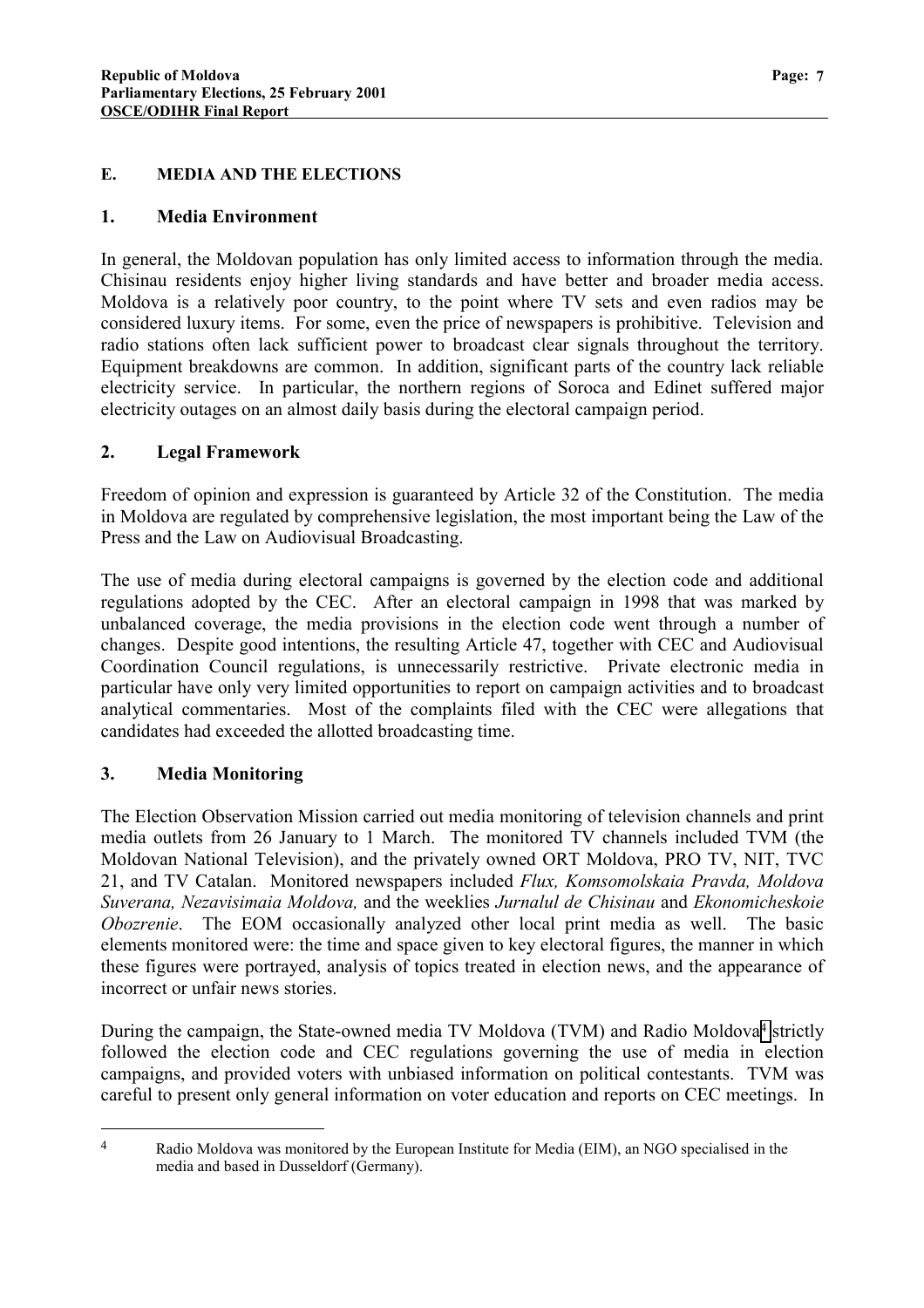## E. MEDIA AND THE ELECTIONS

### 1. Media Environment

In general, the Moldovan population has only limited access to information through the media. Chisinau residents enjoy higher living standards and have better and broader media access. Moldova is a relatively poor country, to the point where TV sets and even radios may be considered luxury items. For some, even the price of newspapers is prohibitive. Television and radio stations often lack sufficient power to broadcast clear signals throughout the territory. Equipment breakdowns are common. In addition, significant parts of the country lack reliable electricity service. In particular, the northern regions of Soroca and Edinet suffered major electricity outages on an almost daily basis during the electoral campaign period.

### 2. Legal Framework

Freedom of opinion and expression is guaranteed by Article 32 of the Constitution. The media in Moldova are regulated by comprehensive legislation, the most important being the Law of the Press and the Law on Audiovisual Broadcasting.

The use of media during electoral campaigns is governed by the election code and additional regulations adopted by the CEC. After an electoral campaign in 1998 that was marked by unbalanced coverage, the media provisions in the election code went through a number of changes. Despite good intentions, the resulting Article 47, together with CEC and Audiovisual Coordination Council regulations, is unnecessarily restrictive. Private electronic media in particular have only very limited opportunities to report on campaign activities and to broadcast analytical commentaries. Most of the complaints filed with the CEC were allegations that candidates had exceeded the allotted broadcasting time.

### 3. Media Monitoring

The Election Observation Mission carried out media monitoring of television channels and print media outlets from 26 January to 1 March. The monitored TV channels included TVM (the Moldovan National Television), and the privately owned ORT Moldova, PRO TV, NIT, TVC 21, and TV Catalan. Monitored newspapers included *Flux, Komsomolskaia Pravda, Moldova Suverana, Nezavisimaia Moldova,* and the weeklies *Jurnalul de Chisinau* and *Ekonomicheskoie Obozrenie*. The EOM occasionally analyzed other local print media as well. The basic elements monitored were: the time and space given to key electoral figures, the manner in which these figures were portrayed, analysis of topics treated in election news, and the appearance of incorrect or unfair news stories.

During the campaign, the State-owned media TV Moldova (TVM) and Radio Moldova[4] strictly followed the election code and CEC regulations governing the use of media in election campaigns, and provided voters with unbiased information on political contestants. TVM was careful to present only general information on voter education and reports on CEC meetings. In

[4] Radio Moldova was monitored by the European Institute for Media (EIM), an NGO specialised in the media and based in Dusseldorf (Germany).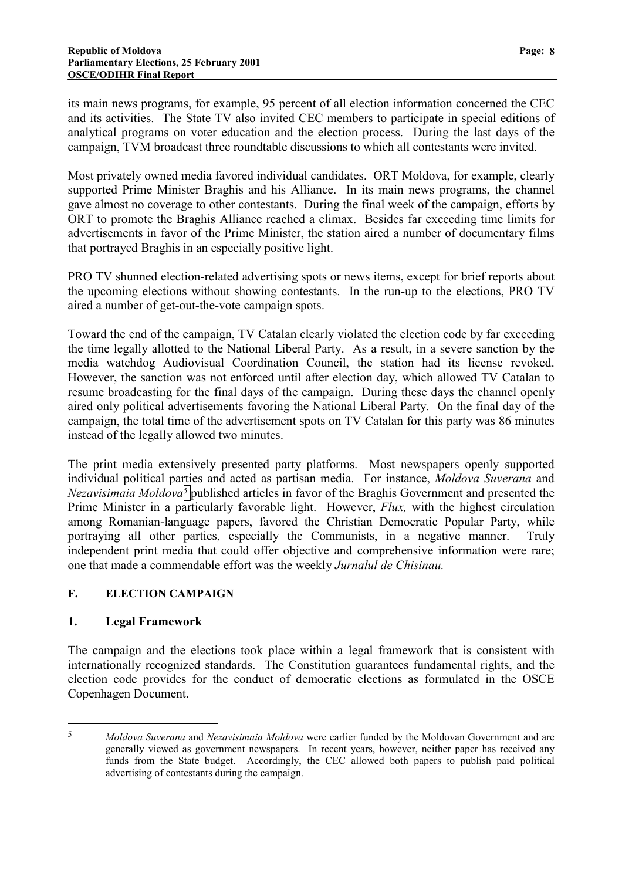its main news programs, for example, 95 percent of all election information concerned the CEC and its activities. The State TV also invited CEC members to participate in special editions of analytical programs on voter education and the election process. During the last days of the campaign, TVM broadcast three roundtable discussions to which all contestants were invited.

Most privately owned media favored individual candidates. ORT Moldova, for example, clearly supported Prime Minister Braghis and his Alliance. In its main news programs, the channel gave almost no coverage to other contestants. During the final week of the campaign, efforts by ORT to promote the Braghis Alliance reached a climax. Besides far exceeding time limits for advertisements in favor of the Prime Minister, the station aired a number of documentary films that portrayed Braghis in an especially positive light.

PRO TV shunned election-related advertising spots or news items, except for brief reports about the upcoming elections without showing contestants. In the run-up to the elections, PRO TV aired a number of get-out-the-vote campaign spots.

Toward the end of the campaign, TV Catalan clearly violated the election code by far exceeding the time legally allotted to the National Liberal Party. As a result, in a severe sanction by the media watchdog Audiovisual Coordination Council, the station had its license revoked. However, the sanction was not enforced until after election day, which allowed TV Catalan to resume broadcasting for the final days of the campaign. During these days the channel openly aired only political advertisements favoring the National Liberal Party. On the final day of the campaign, the total time of the advertisement spots on TV Catalan for this party was 86 minutes instead of the legally allowed two minutes.

The print media extensively presented party platforms. Most newspapers openly supported individual political parties and acted as partisan media. For instance, *Moldova Suverana* and *Nezavisimaia Moldova*[5] published articles in favor of the Braghis Government and presented the Prime Minister in a particularly favorable light. However, *Flux,* with the highest circulation among Romanian-language papers, favored the Christian Democratic Popular Party, while portraying all other parties, especially the Communists, in a negative manner. Truly independent print media that could offer objective and comprehensive information were rare; one that made a commendable effort was the weekly *Jurnalul de Chisinau.*

## F. ELECTION CAMPAIGN

### 1. Legal Framework

The campaign and the elections took place within a legal framework that is consistent with internationally recognized standards. The Constitution guarantees fundamental rights, and the election code provides for the conduct of democratic elections as formulated in the OSCE Copenhagen Document.

---

[5] *Moldova Suverana* and *Nezavisimaia Moldova* were earlier funded by the Moldovan Government and are generally viewed as government newspapers. In recent years, however, neither paper has received any funds from the State budget. Accordingly, the CEC allowed both papers to publish paid political advertising of contestants during the campaign.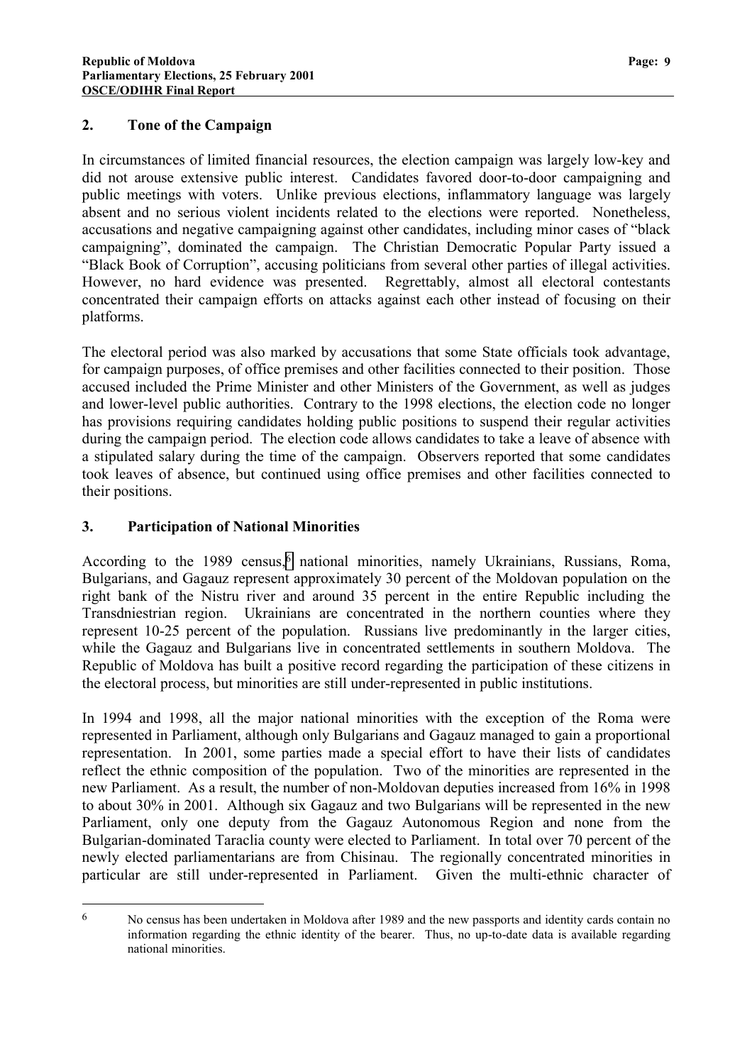## 2. Tone of the Campaign

In circumstances of limited financial resources, the election campaign was largely low-key and did not arouse extensive public interest. Candidates favored door-to-door campaigning and public meetings with voters. Unlike previous elections, inflammatory language was largely absent and no serious violent incidents related to the elections were reported. Nonetheless, accusations and negative campaigning against other candidates, including minor cases of "black campaigning", dominated the campaign. The Christian Democratic Popular Party issued a "Black Book of Corruption", accusing politicians from several other parties of illegal activities. However, no hard evidence was presented. Regrettably, almost all electoral contestants concentrated their campaign efforts on attacks against each other instead of focusing on their platforms.

The electoral period was also marked by accusations that some State officials took advantage, for campaign purposes, of office premises and other facilities connected to their position. Those accused included the Prime Minister and other Ministers of the Government, as well as judges and lower-level public authorities. Contrary to the 1998 elections, the election code no longer has provisions requiring candidates holding public positions to suspend their regular activities during the campaign period. The election code allows candidates to take a leave of absence with a stipulated salary during the time of the campaign. Observers reported that some candidates took leaves of absence, but continued using office premises and other facilities connected to their positions.

## 3. Participation of National Minorities

According to the 1989 census,[6] national minorities, namely Ukrainians, Russians, Roma, Bulgarians, and Gagauz represent approximately 30 percent of the Moldovan population on the right bank of the Nistru river and around 35 percent in the entire Republic including the Transdniestrian region. Ukrainians are concentrated in the northern counties where they represent 10-25 percent of the population. Russians live predominantly in the larger cities, while the Gagauz and Bulgarians live in concentrated settlements in southern Moldova. The Republic of Moldova has built a positive record regarding the participation of these citizens in the electoral process, but minorities are still under-represented in public institutions.

In 1994 and 1998, all the major national minorities with the exception of the Roma were represented in Parliament, although only Bulgarians and Gagauz managed to gain a proportional representation. In 2001, some parties made a special effort to have their lists of candidates reflect the ethnic composition of the population. Two of the minorities are represented in the new Parliament. As a result, the number of non-Moldovan deputies increased from 16% in 1998 to about 30% in 2001. Although six Gagauz and two Bulgarians will be represented in the new Parliament, only one deputy from the Gagauz Autonomous Region and none from the Bulgarian-dominated Taraclia county were elected to Parliament. In total over 70 percent of the newly elected parliamentarians are from Chisinau. The regionally concentrated minorities in particular are still under-represented in Parliament. Given the multi-ethnic character of

---

[6] No census has been undertaken in Moldova after 1989 and the new passports and identity cards contain no information regarding the ethnic identity of the bearer. Thus, no up-to-date data is available regarding national minorities.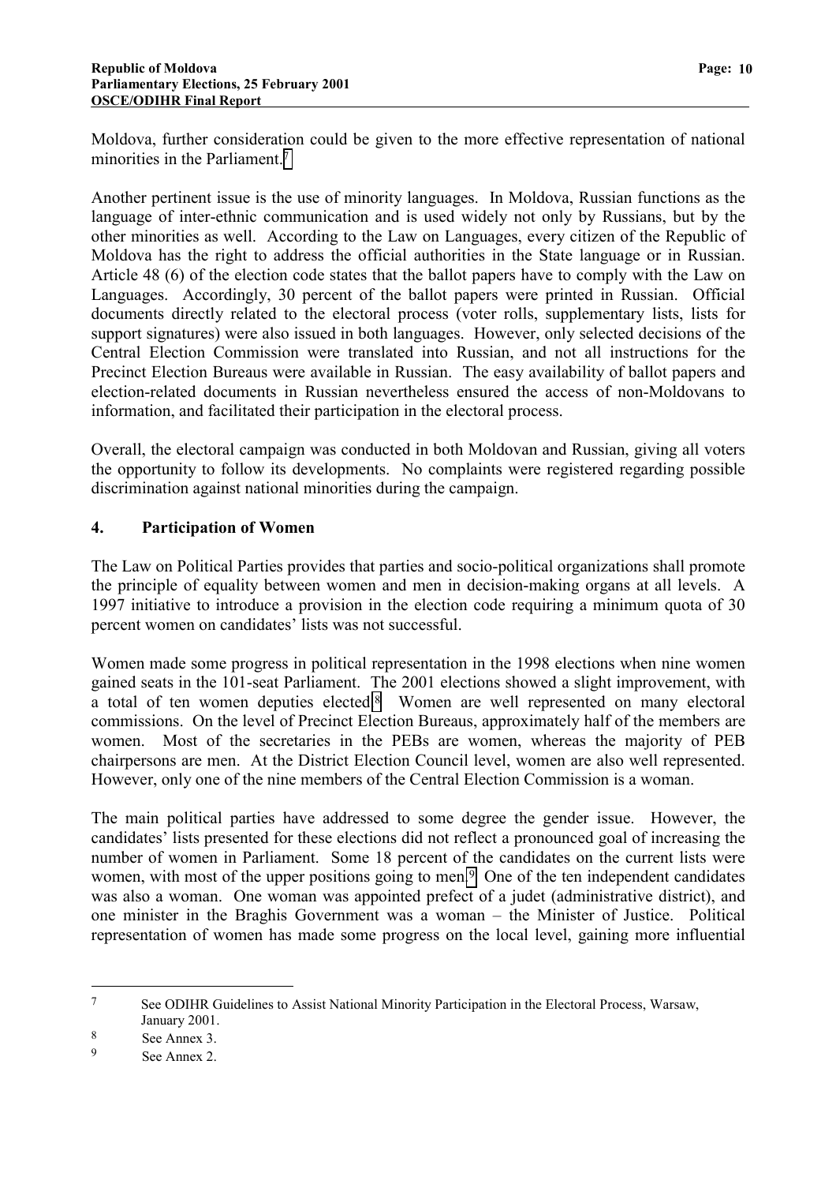Moldova, further consideration could be given to the more effective representation of national minorities in the Parliament.[7]

Another pertinent issue is the use of minority languages. In Moldova, Russian functions as the language of inter-ethnic communication and is used widely not only by Russians, but by the other minorities as well. According to the Law on Languages, every citizen of the Republic of Moldova has the right to address the official authorities in the State language or in Russian. Article 48 (6) of the election code states that the ballot papers have to comply with the Law on Languages. Accordingly, 30 percent of the ballot papers were printed in Russian. Official documents directly related to the electoral process (voter rolls, supplementary lists, lists for support signatures) were also issued in both languages. However, only selected decisions of the Central Election Commission were translated into Russian, and not all instructions for the Precinct Election Bureaus were available in Russian. The easy availability of ballot papers and election-related documents in Russian nevertheless ensured the access of non-Moldovans to information, and facilitated their participation in the electoral process.

Overall, the electoral campaign was conducted in both Moldovan and Russian, giving all voters the opportunity to follow its developments. No complaints were registered regarding possible discrimination against national minorities during the campaign.

## 4. Participation of Women

The Law on Political Parties provides that parties and socio-political organizations shall promote the principle of equality between women and men in decision-making organs at all levels. A 1997 initiative to introduce a provision in the election code requiring a minimum quota of 30 percent women on candidates' lists was not successful.

Women made some progress in political representation in the 1998 elections when nine women gained seats in the 101-seat Parliament. The 2001 elections showed a slight improvement, with a total of ten women deputies elected.[8] Women are well represented on many electoral commissions. On the level of Precinct Election Bureaus, approximately half of the members are women. Most of the secretaries in the PEBs are women, whereas the majority of PEB chairpersons are men. At the District Election Council level, women are also well represented. However, only one of the nine members of the Central Election Commission is a woman.

The main political parties have addressed to some degree the gender issue. However, the candidates' lists presented for these elections did not reflect a pronounced goal of increasing the number of women in Parliament. Some 18 percent of the candidates on the current lists were women, with most of the upper positions going to men.[9] One of the ten independent candidates was also a woman. One woman was appointed prefect of a judet (administrative district), and one minister in the Braghis Government was a woman – the Minister of Justice. Political representation of women has made some progress on the local level, gaining more influential

---

[7] See ODIHR Guidelines to Assist National Minority Participation in the Electoral Process, Warsaw, January 2001.

[8] See Annex 3.

[9] See Annex 2.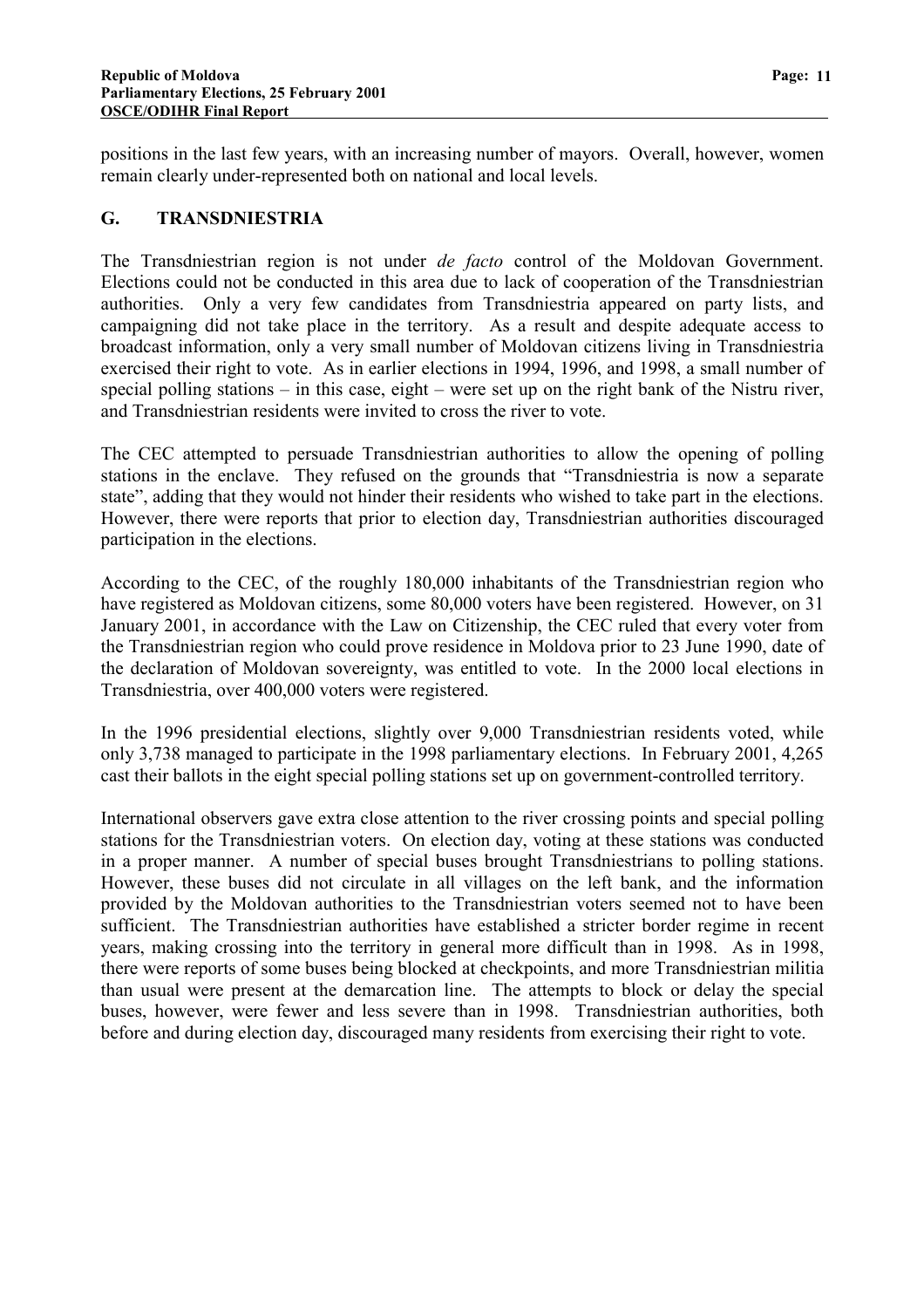positions in the last few years, with an increasing number of mayors. Overall, however, women remain clearly under-represented both on national and local levels.

## G. TRANSDNIESTRIA

The Transdniestrian region is not under *de facto* control of the Moldovan Government. Elections could not be conducted in this area due to lack of cooperation of the Transdniestrian authorities. Only a very few candidates from Transdniestria appeared on party lists, and campaigning did not take place in the territory. As a result and despite adequate access to broadcast information, only a very small number of Moldovan citizens living in Transdniestria exercised their right to vote. As in earlier elections in 1994, 1996, and 1998, a small number of special polling stations – in this case, eight – were set up on the right bank of the Nistru river, and Transdniestrian residents were invited to cross the river to vote.

The CEC attempted to persuade Transdniestrian authorities to allow the opening of polling stations in the enclave. They refused on the grounds that "Transdniestria is now a separate state", adding that they would not hinder their residents who wished to take part in the elections. However, there were reports that prior to election day, Transdniestrian authorities discouraged participation in the elections.

According to the CEC, of the roughly 180,000 inhabitants of the Transdniestrian region who have registered as Moldovan citizens, some 80,000 voters have been registered. However, on 31 January 2001, in accordance with the Law on Citizenship, the CEC ruled that every voter from the Transdniestrian region who could prove residence in Moldova prior to 23 June 1990, date of the declaration of Moldovan sovereignty, was entitled to vote. In the 2000 local elections in Transdniestria, over 400,000 voters were registered.

In the 1996 presidential elections, slightly over 9,000 Transdniestrian residents voted, while only 3,738 managed to participate in the 1998 parliamentary elections. In February 2001, 4,265 cast their ballots in the eight special polling stations set up on government-controlled territory.

International observers gave extra close attention to the river crossing points and special polling stations for the Transdniestrian voters. On election day, voting at these stations was conducted in a proper manner. A number of special buses brought Transdniestrians to polling stations. However, these buses did not circulate in all villages on the left bank, and the information provided by the Moldovan authorities to the Transdniestrian voters seemed not to have been sufficient. The Transdniestrian authorities have established a stricter border regime in recent years, making crossing into the territory in general more difficult than in 1998. As in 1998, there were reports of some buses being blocked at checkpoints, and more Transdniestrian militia than usual were present at the demarcation line. The attempts to block or delay the special buses, however, were fewer and less severe than in 1998. Transdniestrian authorities, both before and during election day, discouraged many residents from exercising their right to vote.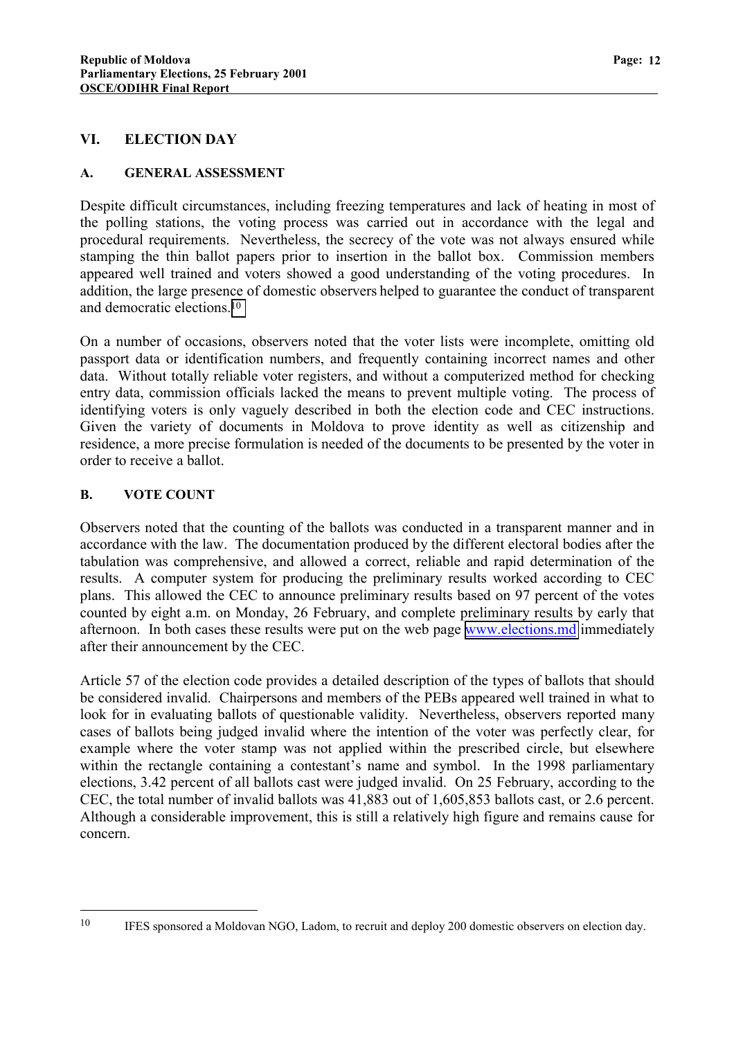## VI. ELECTION DAY

### A. GENERAL ASSESSMENT

Despite difficult circumstances, including freezing temperatures and lack of heating in most of the polling stations, the voting process was carried out in accordance with the legal and procedural requirements. Nevertheless, the secrecy of the vote was not always ensured while stamping the thin ballot papers prior to insertion in the ballot box. Commission members appeared well trained and voters showed a good understanding of the voting procedures. In addition, the large presence of domestic observers helped to guarantee the conduct of transparent and democratic elections.[10]

On a number of occasions, observers noted that the voter lists were incomplete, omitting old passport data or identification numbers, and frequently containing incorrect names and other data. Without totally reliable voter registers, and without a computerized method for checking entry data, commission officials lacked the means to prevent multiple voting. The process of identifying voters is only vaguely described in both the election code and CEC instructions. Given the variety of documents in Moldova to prove identity as well as citizenship and residence, a more precise formulation is needed of the documents to be presented by the voter in order to receive a ballot.

### B. VOTE COUNT

Observers noted that the counting of the ballots was conducted in a transparent manner and in accordance with the law. The documentation produced by the different electoral bodies after the tabulation was comprehensive, and allowed a correct, reliable and rapid determination of the results. A computer system for producing the preliminary results worked according to CEC plans. This allowed the CEC to announce preliminary results based on 97 percent of the votes counted by eight a.m. on Monday, 26 February, and complete preliminary results by early that afternoon. In both cases these results were put on the web page www.elections.md immediately after their announcement by the CEC.

Article 57 of the election code provides a detailed description of the types of ballots that should be considered invalid. Chairpersons and members of the PEBs appeared well trained in what to look for in evaluating ballots of questionable validity. Nevertheless, observers reported many cases of ballots being judged invalid where the intention of the voter was perfectly clear, for example where the voter stamp was not applied within the prescribed circle, but elsewhere within the rectangle containing a contestant's name and symbol. In the 1998 parliamentary elections, 3.42 percent of all ballots cast were judged invalid. On 25 February, according to the CEC, the total number of invalid ballots was 41,883 out of 1,605,853 ballots cast, or 2.6 percent. Although a considerable improvement, this is still a relatively high figure and remains cause for concern.

---

[10] IFES sponsored a Moldovan NGO, Ladom, to recruit and deploy 200 domestic observers on election day.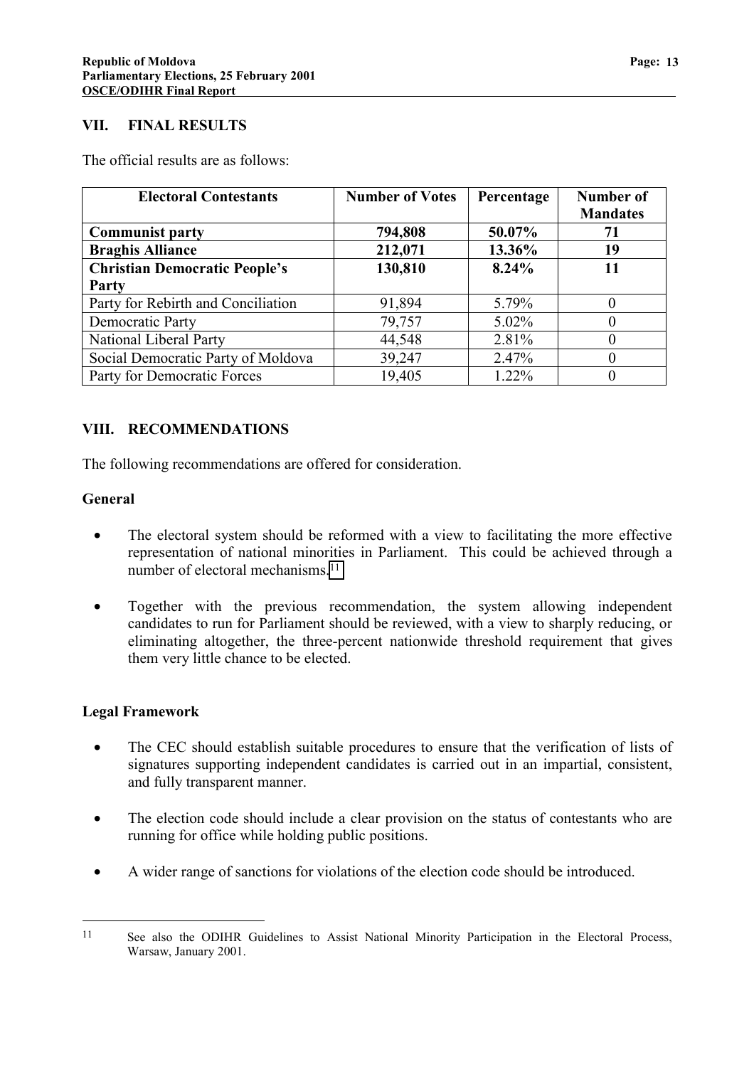## VII. FINAL RESULTS

The official results are as follows:

| Electoral Contestants | Number of Votes | Percentage | Number of Mandates |
|---|---|---|---|
| **Communist party** | **794,808** | **50.07%** | **71** |
| **Braghis Alliance** | **212,071** | **13.36%** | **19** |
| **Christian Democratic People's Party** | **130,810** | **8.24%** | **11** |
| Party for Rebirth and Conciliation | 91,894 | 5.79% | 0 |
| Democratic Party | 79,757 | 5.02% | 0 |
| National Liberal Party | 44,548 | 2.81% | 0 |
| Social Democratic Party of Moldova | 39,247 | 2.47% | 0 |
| Party for Democratic Forces | 19,405 | 1.22% | 0 |

## VIII. RECOMMENDATIONS

The following recommendations are offered for consideration.

### General

- The electoral system should be reformed with a view to facilitating the more effective representation of national minorities in Parliament. This could be achieved through a number of electoral mechanisms.[11]
- Together with the previous recommendation, the system allowing independent candidates to run for Parliament should be reviewed, with a view to sharply reducing, or eliminating altogether, the three-percent nationwide threshold requirement that gives them very little chance to be elected.

### Legal Framework

- The CEC should establish suitable procedures to ensure that the verification of lists of signatures supporting independent candidates is carried out in an impartial, consistent, and fully transparent manner.
- The election code should include a clear provision on the status of contestants who are running for office while holding public positions.
- A wider range of sanctions for violations of the election code should be introduced.

---

[11] See also the ODIHR Guidelines to Assist National Minority Participation in the Electoral Process, Warsaw, January 2001.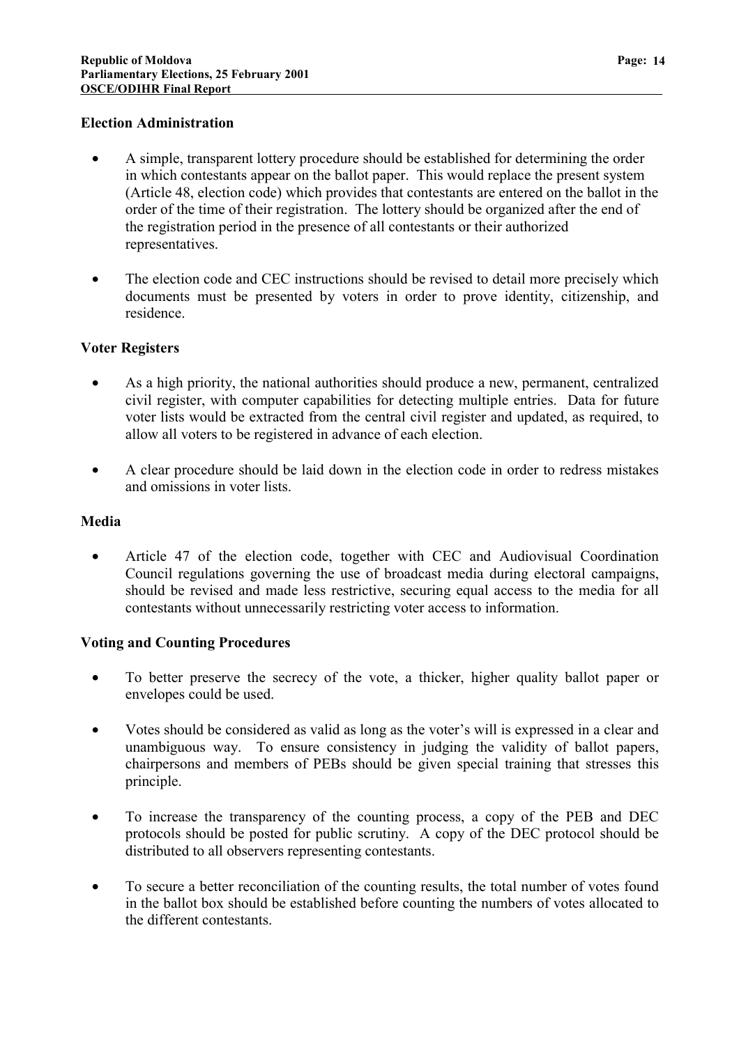### Election Administration

- A simple, transparent lottery procedure should be established for determining the order in which contestants appear on the ballot paper. This would replace the present system (Article 48, election code) which provides that contestants are entered on the ballot in the order of the time of their registration. The lottery should be organized after the end of the registration period in the presence of all contestants or their authorized representatives.

- The election code and CEC instructions should be revised to detail more precisely which documents must be presented by voters in order to prove identity, citizenship, and residence.

### Voter Registers

- As a high priority, the national authorities should produce a new, permanent, centralized civil register, with computer capabilities for detecting multiple entries. Data for future voter lists would be extracted from the central civil register and updated, as required, to allow all voters to be registered in advance of each election.

- A clear procedure should be laid down in the election code in order to redress mistakes and omissions in voter lists.

### Media

- Article 47 of the election code, together with CEC and Audiovisual Coordination Council regulations governing the use of broadcast media during electoral campaigns, should be revised and made less restrictive, securing equal access to the media for all contestants without unnecessarily restricting voter access to information.

### Voting and Counting Procedures

- To better preserve the secrecy of the vote, a thicker, higher quality ballot paper or envelopes could be used.

- Votes should be considered as valid as long as the voter's will is expressed in a clear and unambiguous way. To ensure consistency in judging the validity of ballot papers, chairpersons and members of PEBs should be given special training that stresses this principle.

- To increase the transparency of the counting process, a copy of the PEB and DEC protocols should be posted for public scrutiny. A copy of the DEC protocol should be distributed to all observers representing contestants.

- To secure a better reconciliation of the counting results, the total number of votes found in the ballot box should be established before counting the numbers of votes allocated to the different contestants.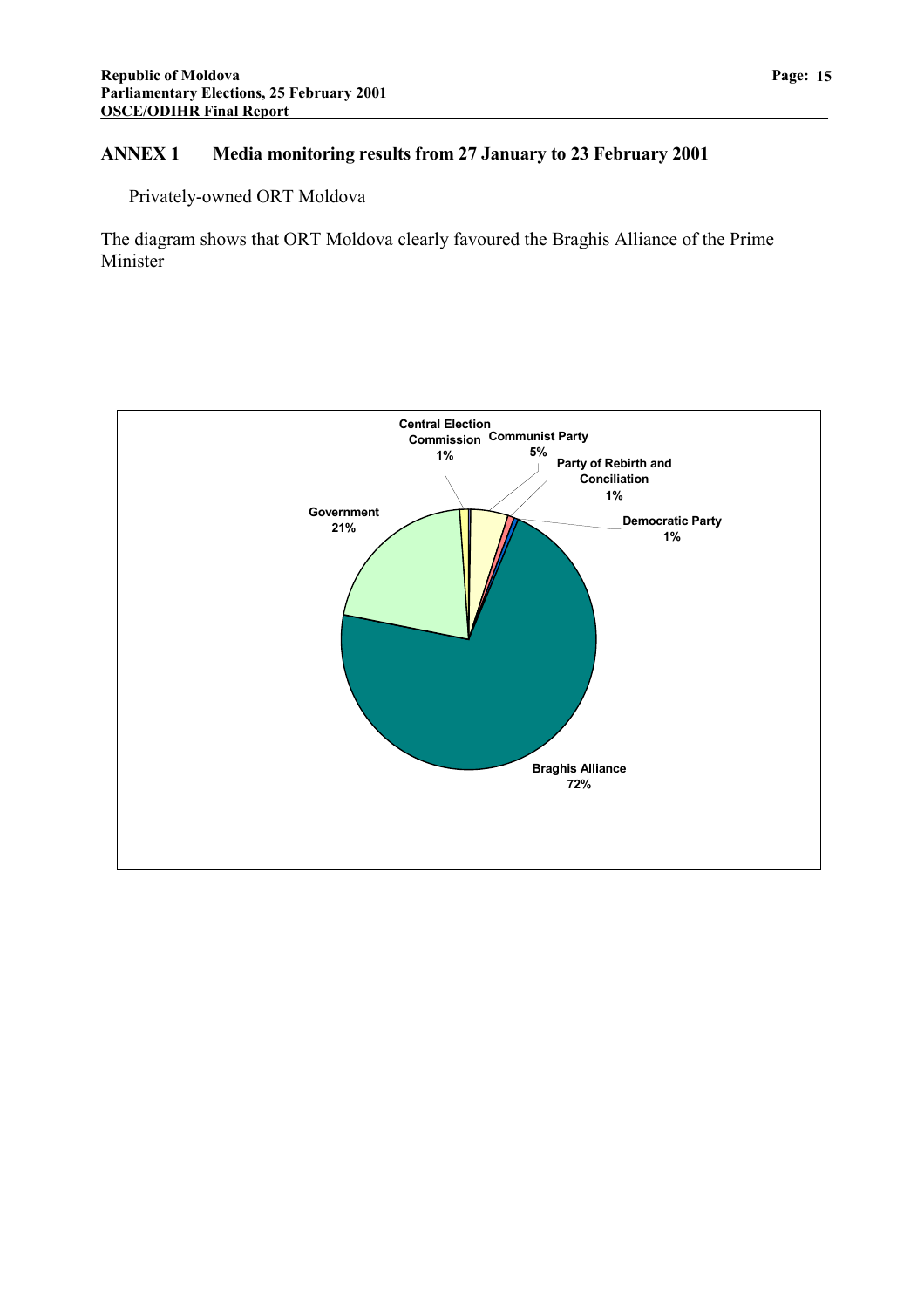## ANNEX 1 Media monitoring results from 27 January to 23 February 2001

Privately-owned ORT Moldova

The diagram shows that ORT Moldova clearly favoured the Braghis Alliance of the Prime Minister

Central Election Commission 1%

Communist Party 5%

Party of Rebirth and Conciliation 1%

Democratic Party 1%

Government 21%

Braghis Alliance 72%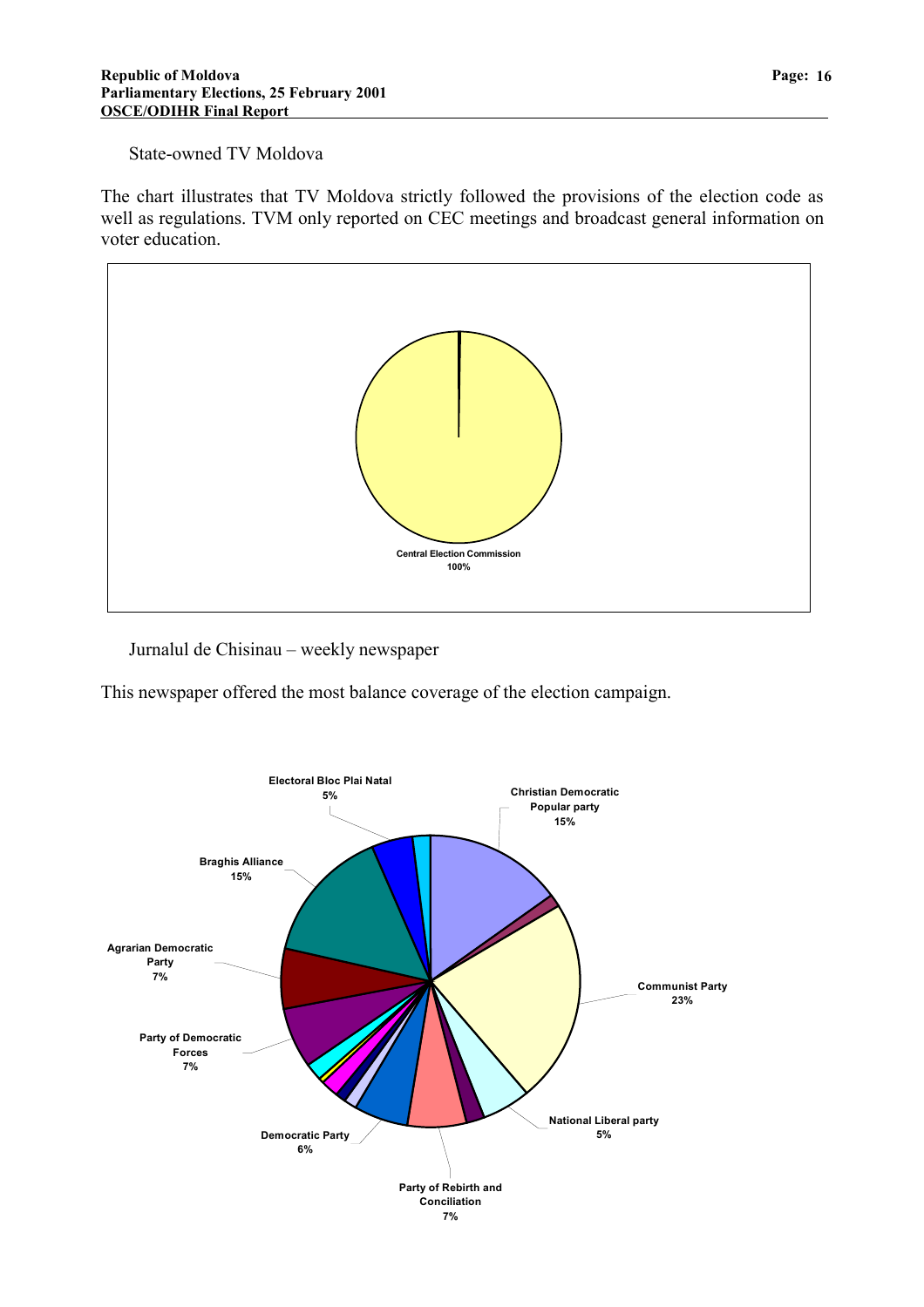State-owned TV Moldova

The chart illustrates that TV Moldova strictly followed the provisions of the election code as well as regulations. TVM only reported on CEC meetings and broadcast general information on voter education.

Central Election Commission
100%

Jurnalul de Chisinau – weekly newspaper

This newspaper offered the most balance coverage of the election campaign.

Electoral Bloc Plai Natal
5%

Christian Democratic Popular party
15%

Braghis Alliance
15%

Agrarian Democratic Party
7%

Communist Party
23%

Party of Democratic Forces
7%

National Liberal party
5%

Democratic Party
6%

Party of Rebirth and Conciliation
7%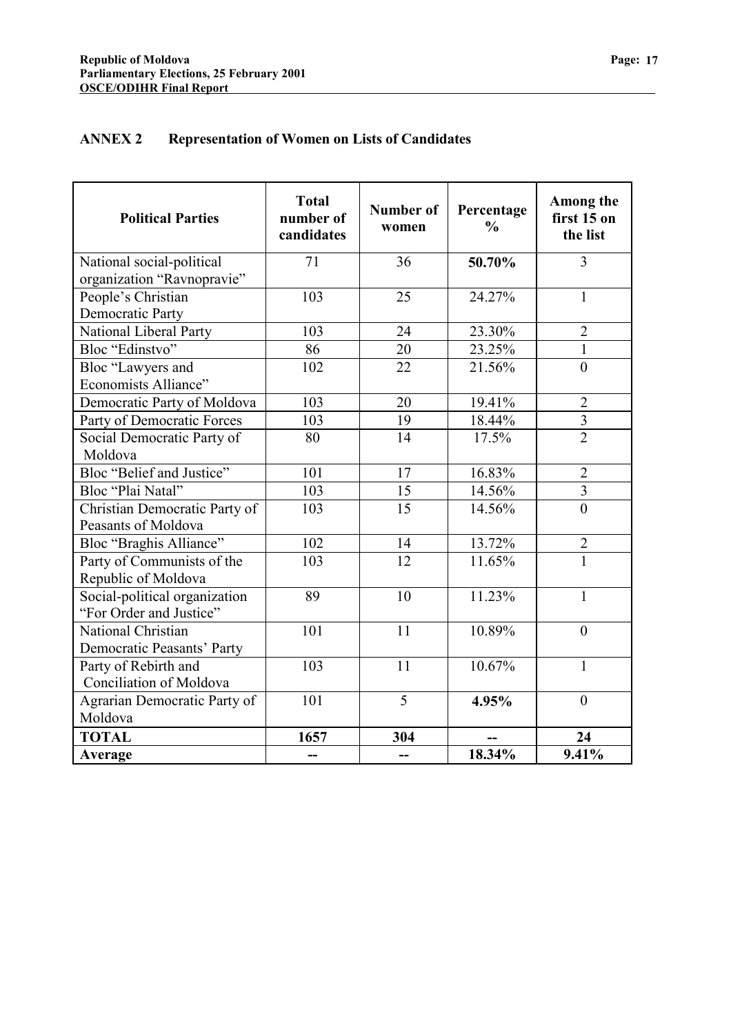## ANNEX 2 Representation of Women on Lists of Candidates

| Political Parties | Total number of candidates | Number of women | Percentage % | Among the first 15 on the list |
|---|---|---|---|---|
| National social-political organization "Ravnopravie" | 71 | 36 | **50.70%** | 3 |
| People's Christian Democratic Party | 103 | 25 | 24.27% | 1 |
| National Liberal Party | 103 | 24 | 23.30% | 2 |
| Bloc "Edinstvo" | 86 | 20 | 23.25% | 1 |
| Bloc "Lawyers and Economists Alliance" | 102 | 22 | 21.56% | 0 |
| Democratic Party of Moldova | 103 | 20 | 19.41% | 2 |
| Party of Democratic Forces | 103 | 19 | 18.44% | 3 |
| Social Democratic Party of Moldova | 80 | 14 | 17.5% | 2 |
| Bloc "Belief and Justice" | 101 | 17 | 16.83% | 2 |
| Bloc "Plai Natal" | 103 | 15 | 14.56% | 3 |
| Christian Democratic Party of Peasants of Moldova | 103 | 15 | 14.56% | 0 |
| Bloc "Braghis Alliance" | 102 | 14 | 13.72% | 2 |
| Party of Communists of the Republic of Moldova | 103 | 12 | 11.65% | 1 |
| Social-political organization "For Order and Justice" | 89 | 10 | 11.23% | 1 |
| National Christian Democratic Peasants' Party | 101 | 11 | 10.89% | 0 |
| Party of Rebirth and Conciliation of Moldova | 103 | 11 | 10.67% | 1 |
| Agrarian Democratic Party of Moldova | 101 | 5 | **4.95%** | 0 |
| **TOTAL** | **1657** | **304** | **--** | **24** |
| **Average** | **--** | **--** | **18.34%** | **9.41%** |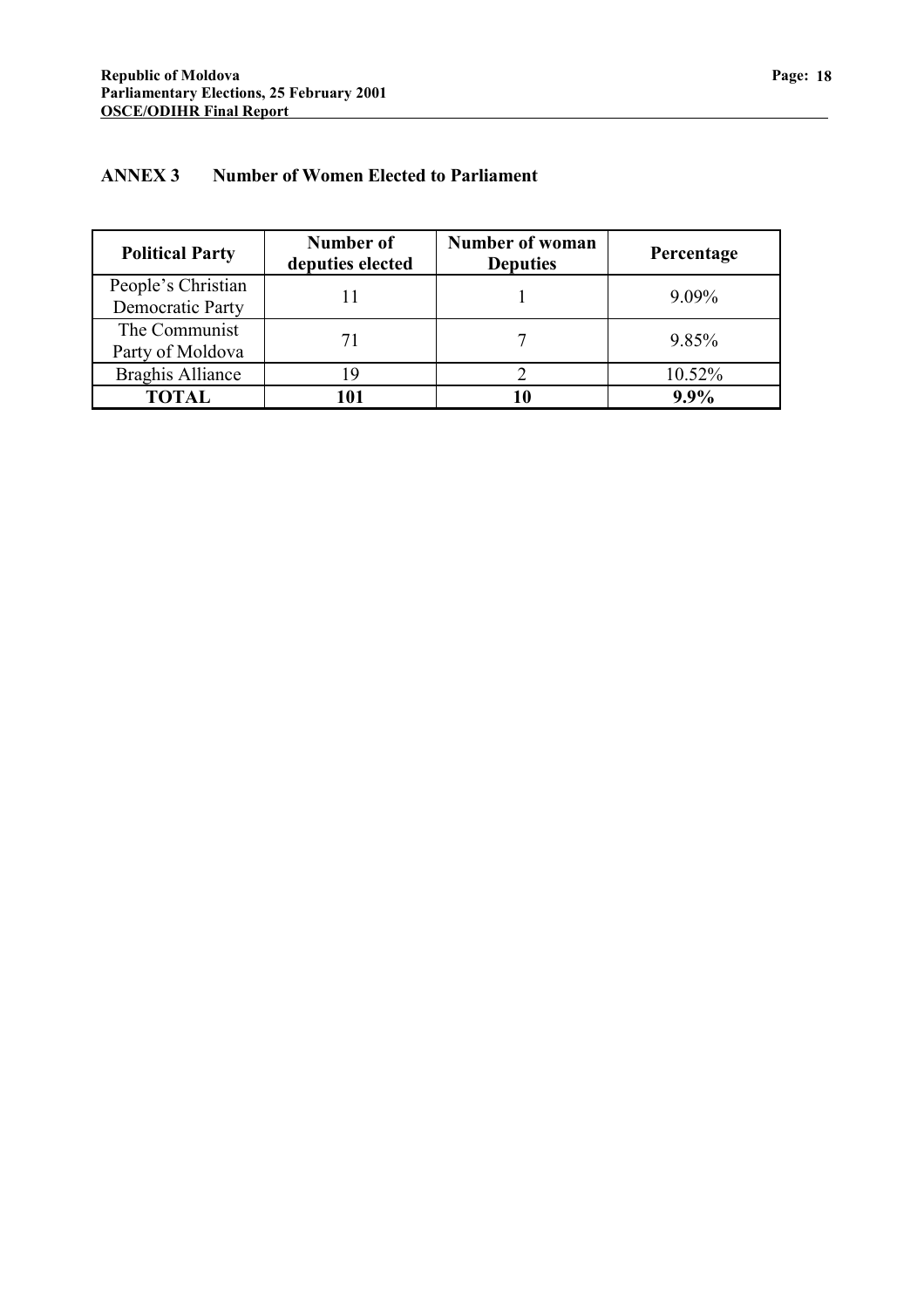## ANNEX 3 Number of Women Elected to Parliament

| Political Party | Number of deputies elected | Number of woman Deputies | Percentage |
|---|---|---|---|
| People's Christian Democratic Party | 11 | 1 | 9.09% |
| The Communist Party of Moldova | 71 | 7 | 9.85% |
| Braghis Alliance | 19 | 2 | 10.52% |
| **TOTAL** | **101** | **10** | **9.9%** |